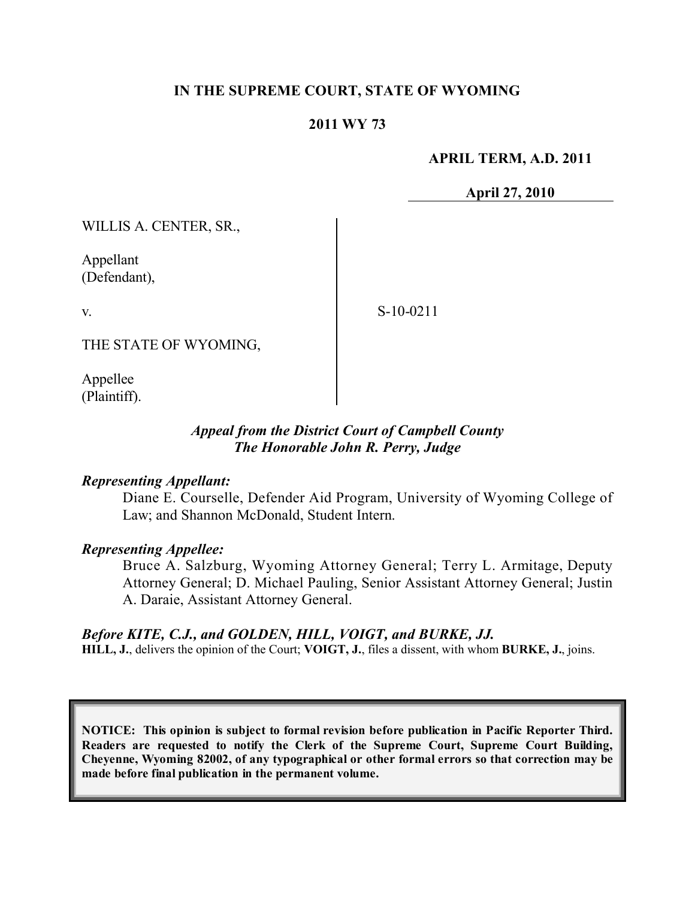**IN THE SUPREME COURT, STATE OF WYOMING**

**2011 WY 73**

**APRIL TERM, A.D. 2011**

**April 27, 2010**

WILLIS A. CENTER, SR.,

Appellant
(Defendant),

v.

S-10-0211

THE STATE OF WYOMING,

Appellee
(Plaintiff).

*Appeal from the District Court of Campbell County*
*The Honorable John R. Perry, Judge*

***Representing Appellant:***

Diane E. Courselle, Defender Aid Program, University of Wyoming College of Law; and Shannon McDonald, Student Intern.

***Representing Appellee:***

Bruce A. Salzburg, Wyoming Attorney General; Terry L. Armitage, Deputy Attorney General; D. Michael Pauling, Senior Assistant Attorney General; Justin A. Daraie, Assistant Attorney General.

***Before KITE, C.J., and GOLDEN, HILL, VOIGT, and BURKE, JJ.***

**HILL, J.**, delivers the opinion of the Court; **VOIGT, J.**, files a dissent, with whom **BURKE, J.**, joins.

**NOTICE: This opinion is subject to formal revision before publication in Pacific Reporter Third. Readers are requested to notify the Clerk of the Supreme Court, Supreme Court Building, Cheyenne, Wyoming 82002, of any typographical or other formal errors so that correction may be made before final publication in the permanent volume.**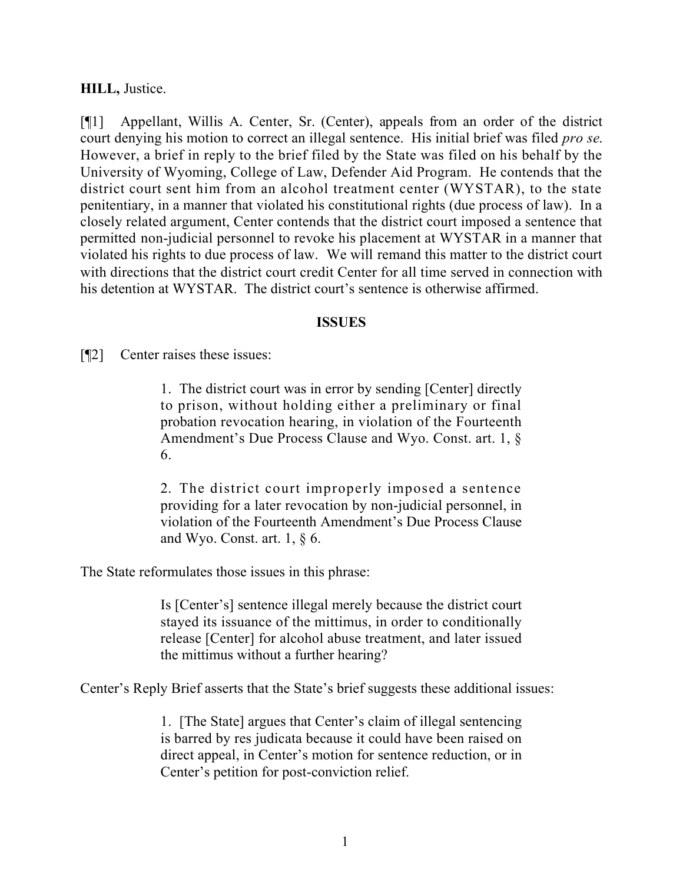**HILL,** Justice.

[¶1] Appellant, Willis A. Center, Sr. (Center), appeals from an order of the district court denying his motion to correct an illegal sentence. His initial brief was filed *pro se*. However, a brief in reply to the brief filed by the State was filed on his behalf by the University of Wyoming, College of Law, Defender Aid Program. He contends that the district court sent him from an alcohol treatment center (WYSTAR), to the state penitentiary, in a manner that violated his constitutional rights (due process of law). In a closely related argument, Center contends that the district court imposed a sentence that permitted non-judicial personnel to revoke his placement at WYSTAR in a manner that violated his rights to due process of law. We will remand this matter to the district court with directions that the district court credit Center for all time served in connection with his detention at WYSTAR. The district court's sentence is otherwise affirmed.

## ISSUES

[¶2] Center raises these issues:

> 1. The district court was in error by sending [Center] directly to prison, without holding either a preliminary or final probation revocation hearing, in violation of the Fourteenth Amendment's Due Process Clause and Wyo. Const. art. 1, § 6.
>
> 2. The district court improperly imposed a sentence providing for a later revocation by non-judicial personnel, in violation of the Fourteenth Amendment's Due Process Clause and Wyo. Const. art. 1, § 6.

The State reformulates those issues in this phrase:

> Is [Center's] sentence illegal merely because the district court stayed its issuance of the mittimus, in order to conditionally release [Center] for alcohol abuse treatment, and later issued the mittimus without a further hearing?

Center's Reply Brief asserts that the State's brief suggests these additional issues:

> 1. [The State] argues that Center's claim of illegal sentencing is barred by res judicata because it could have been raised on direct appeal, in Center's motion for sentence reduction, or in Center's petition for post-conviction relief.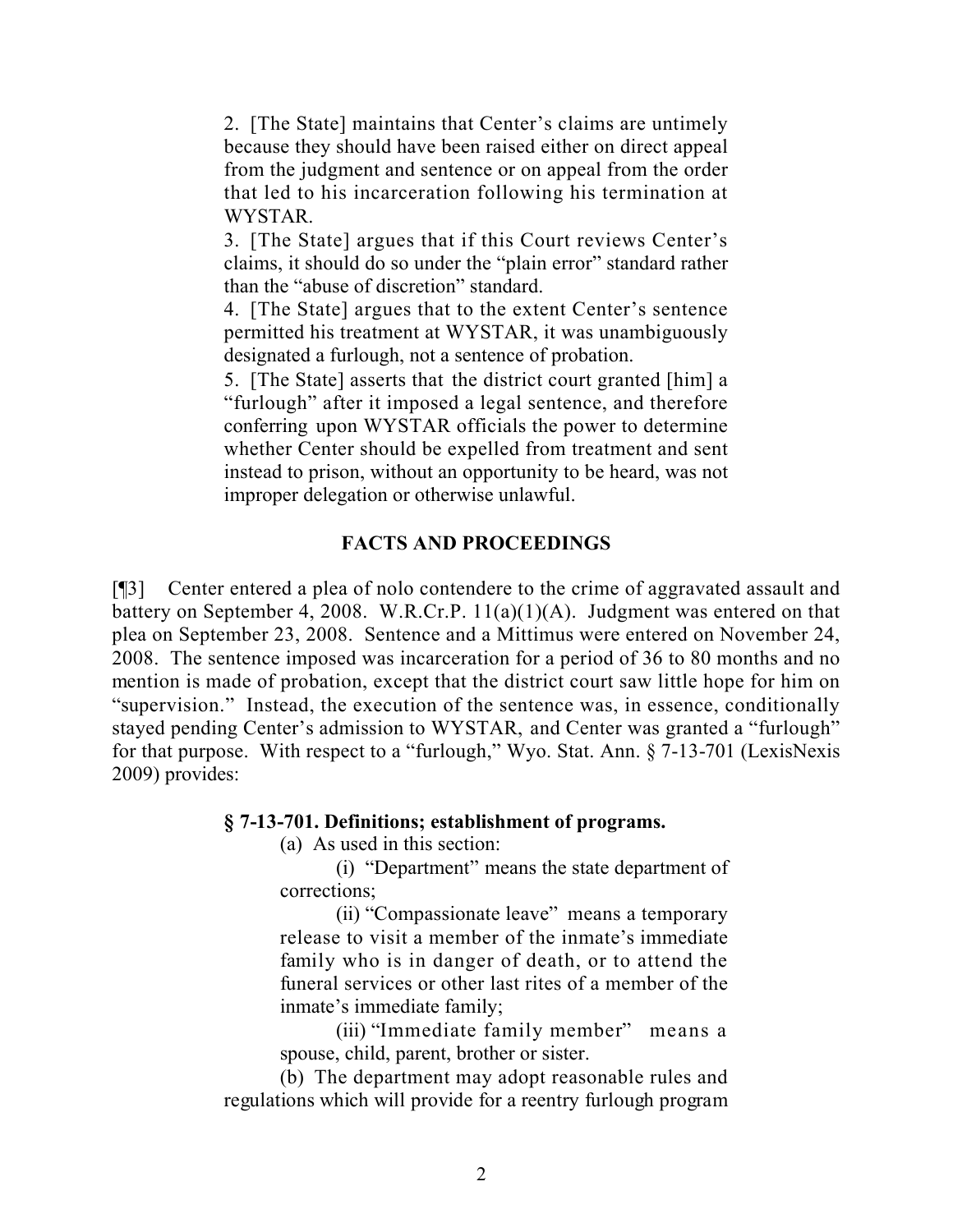2. [The State] maintains that Center's claims are untimely because they should have been raised either on direct appeal from the judgment and sentence or on appeal from the order that led to his incarceration following his termination at WYSTAR.

3. [The State] argues that if this Court reviews Center's claims, it should do so under the "plain error" standard rather than the "abuse of discretion" standard.

4. [The State] argues that to the extent Center's sentence permitted his treatment at WYSTAR, it was unambiguously designated a furlough, not a sentence of probation.

5. [The State] asserts that the district court granted [him] a "furlough" after it imposed a legal sentence, and therefore conferring upon WYSTAR officials the power to determine whether Center should be expelled from treatment and sent instead to prison, without an opportunity to be heard, was not improper delegation or otherwise unlawful.

## FACTS AND PROCEEDINGS

[¶3] Center entered a plea of nolo contendere to the crime of aggravated assault and battery on September 4, 2008. W.R.Cr.P. 11(a)(1)(A). Judgment was entered on that plea on September 23, 2008. Sentence and a Mittimus were entered on November 24, 2008. The sentence imposed was incarceration for a period of 36 to 80 months and no mention is made of probation, except that the district court saw little hope for him on "supervision." Instead, the execution of the sentence was, in essence, conditionally stayed pending Center's admission to WYSTAR, and Center was granted a "furlough" for that purpose. With respect to a "furlough," Wyo. Stat. Ann. § 7-13-701 (LexisNexis 2009) provides:

**§ 7-13-701. Definitions; establishment of programs.**

(a) As used in this section:

(i) "Department" means the state department of corrections;

(ii) "Compassionate leave" means a temporary release to visit a member of the inmate's immediate family who is in danger of death, or to attend the funeral services or other last rites of a member of the inmate's immediate family;

(iii) "Immediate family member" means a spouse, child, parent, brother or sister.

(b) The department may adopt reasonable rules and regulations which will provide for a reentry furlough program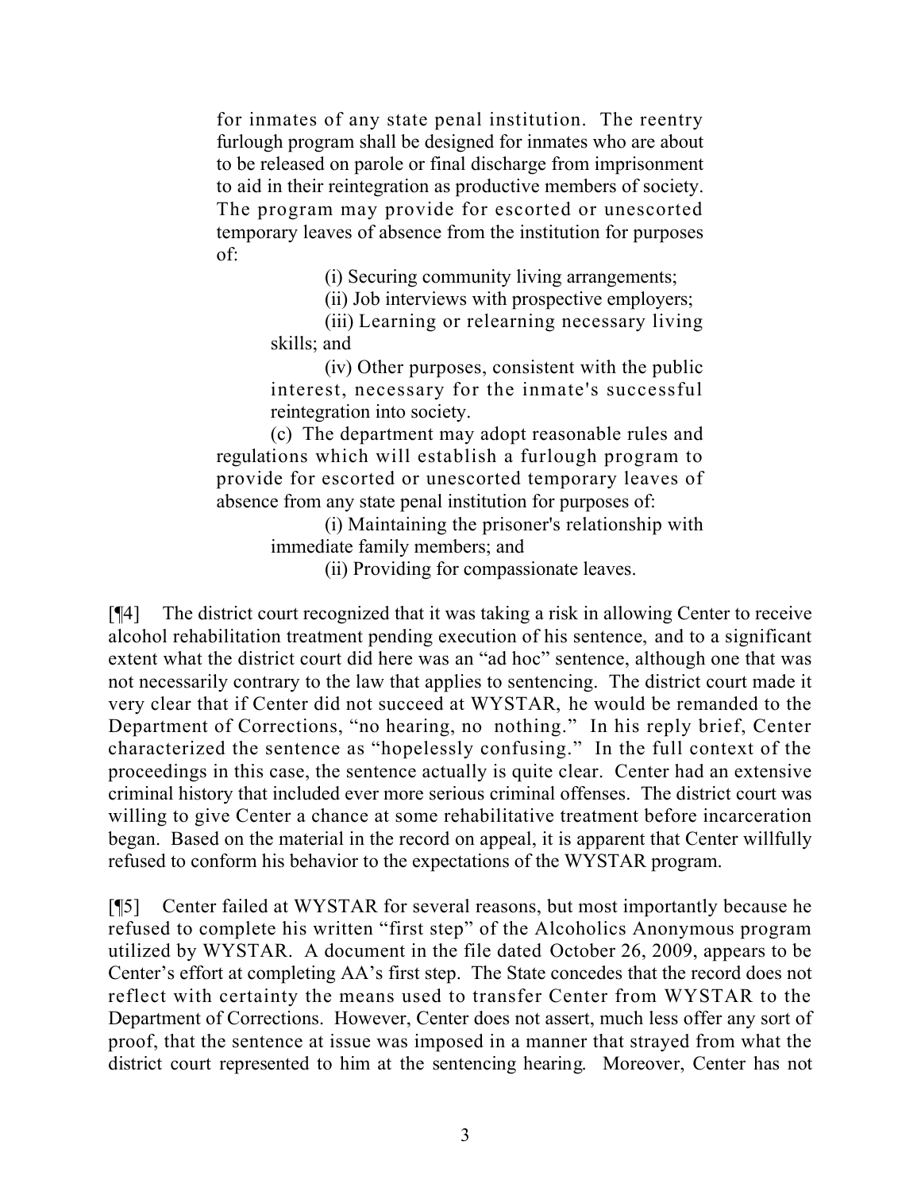for inmates of any state penal institution. The reentry furlough program shall be designed for inmates who are about to be released on parole or final discharge from imprisonment to aid in their reintegration as productive members of society. The program may provide for escorted or unescorted temporary leaves of absence from the institution for purposes of:

> (i) Securing community living arrangements;
>
> (ii) Job interviews with prospective employers;
>
> (iii) Learning or relearning necessary living skills; and
>
> (iv) Other purposes, consistent with the public interest, necessary for the inmate's successful reintegration into society.

(c) The department may adopt reasonable rules and regulations which will establish a furlough program to provide for escorted or unescorted temporary leaves of absence from any state penal institution for purposes of:

> (i) Maintaining the prisoner's relationship with immediate family members; and
>
> (ii) Providing for compassionate leaves.

[¶4] The district court recognized that it was taking a risk in allowing Center to receive alcohol rehabilitation treatment pending execution of his sentence, and to a significant extent what the district court did here was an "ad hoc" sentence, although one that was not necessarily contrary to the law that applies to sentencing. The district court made it very clear that if Center did not succeed at WYSTAR, he would be remanded to the Department of Corrections, "no hearing, no nothing." In his reply brief, Center characterized the sentence as "hopelessly confusing." In the full context of the proceedings in this case, the sentence actually is quite clear. Center had an extensive criminal history that included ever more serious criminal offenses. The district court was willing to give Center a chance at some rehabilitative treatment before incarceration began. Based on the material in the record on appeal, it is apparent that Center willfully refused to conform his behavior to the expectations of the WYSTAR program.

[¶5] Center failed at WYSTAR for several reasons, but most importantly because he refused to complete his written "first step" of the Alcoholics Anonymous program utilized by WYSTAR. A document in the file dated October 26, 2009, appears to be Center's effort at completing AA's first step. The State concedes that the record does not reflect with certainty the means used to transfer Center from WYSTAR to the Department of Corrections. However, Center does not assert, much less offer any sort of proof, that the sentence at issue was imposed in a manner that strayed from what the district court represented to him at the sentencing hearing. Moreover, Center has not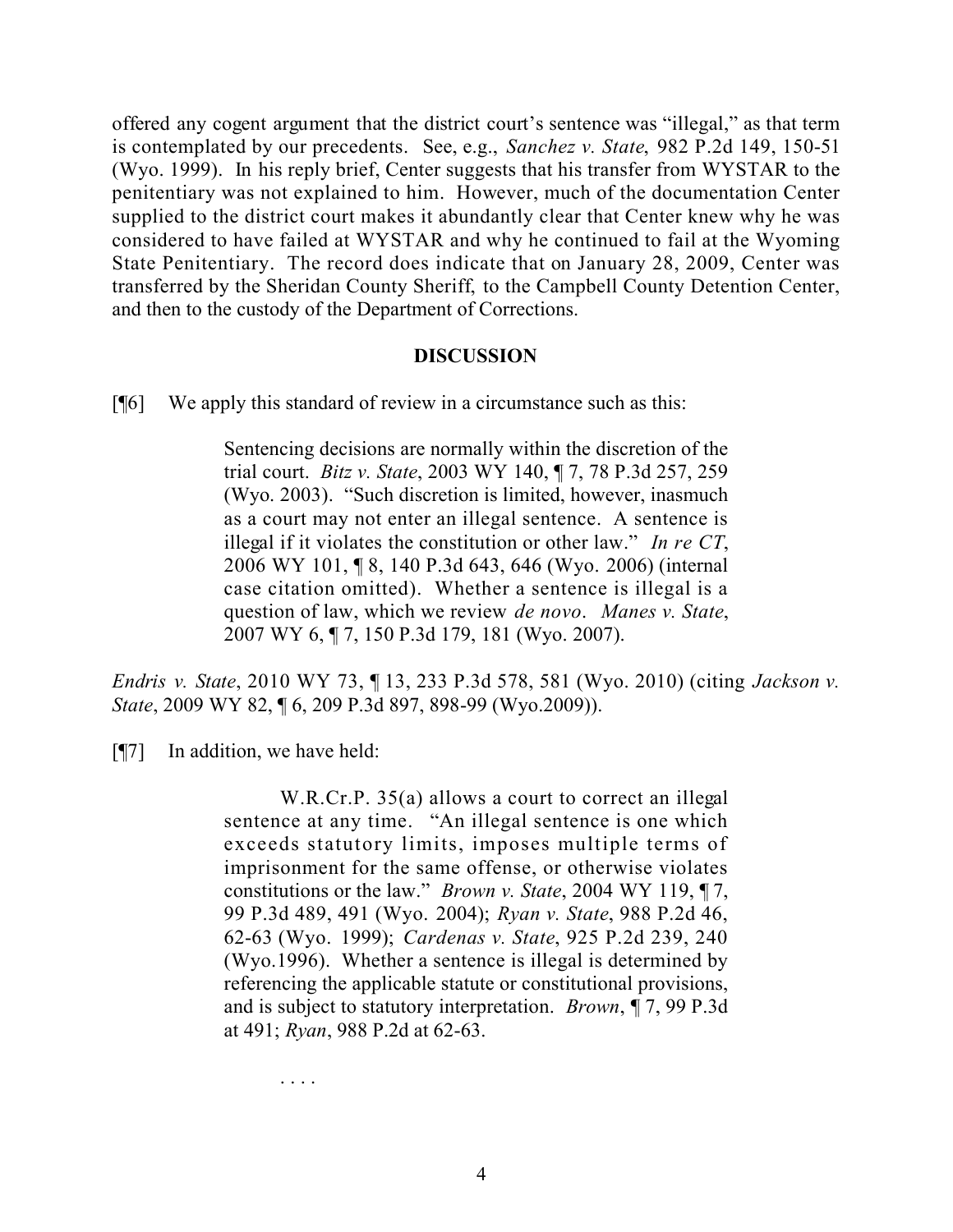offered any cogent argument that the district court's sentence was "illegal," as that term is contemplated by our precedents. See, e.g., *Sanchez v. State*, 982 P.2d 149, 150-51 (Wyo. 1999). In his reply brief, Center suggests that his transfer from WYSTAR to the penitentiary was not explained to him. However, much of the documentation Center supplied to the district court makes it abundantly clear that Center knew why he was considered to have failed at WYSTAR and why he continued to fail at the Wyoming State Penitentiary. The record does indicate that on January 28, 2009, Center was transferred by the Sheridan County Sheriff, to the Campbell County Detention Center, and then to the custody of the Department of Corrections.

## DISCUSSION

[¶6] We apply this standard of review in a circumstance such as this:

> Sentencing decisions are normally within the discretion of the trial court. *Bitz v. State*, 2003 WY 140, ¶ 7, 78 P.3d 257, 259 (Wyo. 2003). "Such discretion is limited, however, inasmuch as a court may not enter an illegal sentence. A sentence is illegal if it violates the constitution or other law." *In re CT*, 2006 WY 101, ¶ 8, 140 P.3d 643, 646 (Wyo. 2006) (internal case citation omitted). Whether a sentence is illegal is a question of law, which we review *de novo*. *Manes v. State*, 2007 WY 6, ¶ 7, 150 P.3d 179, 181 (Wyo. 2007).

*Endris v. State*, 2010 WY 73, ¶ 13, 233 P.3d 578, 581 (Wyo. 2010) (citing *Jackson v. State*, 2009 WY 82, ¶ 6, 209 P.3d 897, 898-99 (Wyo.2009)).

[¶7] In addition, we have held:

> W.R.Cr.P. 35(a) allows a court to correct an illegal sentence at any time. "An illegal sentence is one which exceeds statutory limits, imposes multiple terms of imprisonment for the same offense, or otherwise violates constitutions or the law." *Brown v. State*, 2004 WY 119, ¶ 7, 99 P.3d 489, 491 (Wyo. 2004); *Ryan v. State*, 988 P.2d 46, 62-63 (Wyo. 1999); *Cardenas v. State*, 925 P.2d 239, 240 (Wyo.1996). Whether a sentence is illegal is determined by referencing the applicable statute or constitutional provisions, and is subject to statutory interpretation. *Brown*, ¶ 7, 99 P.3d at 491; *Ryan*, 988 P.2d at 62-63.
>
> . . . .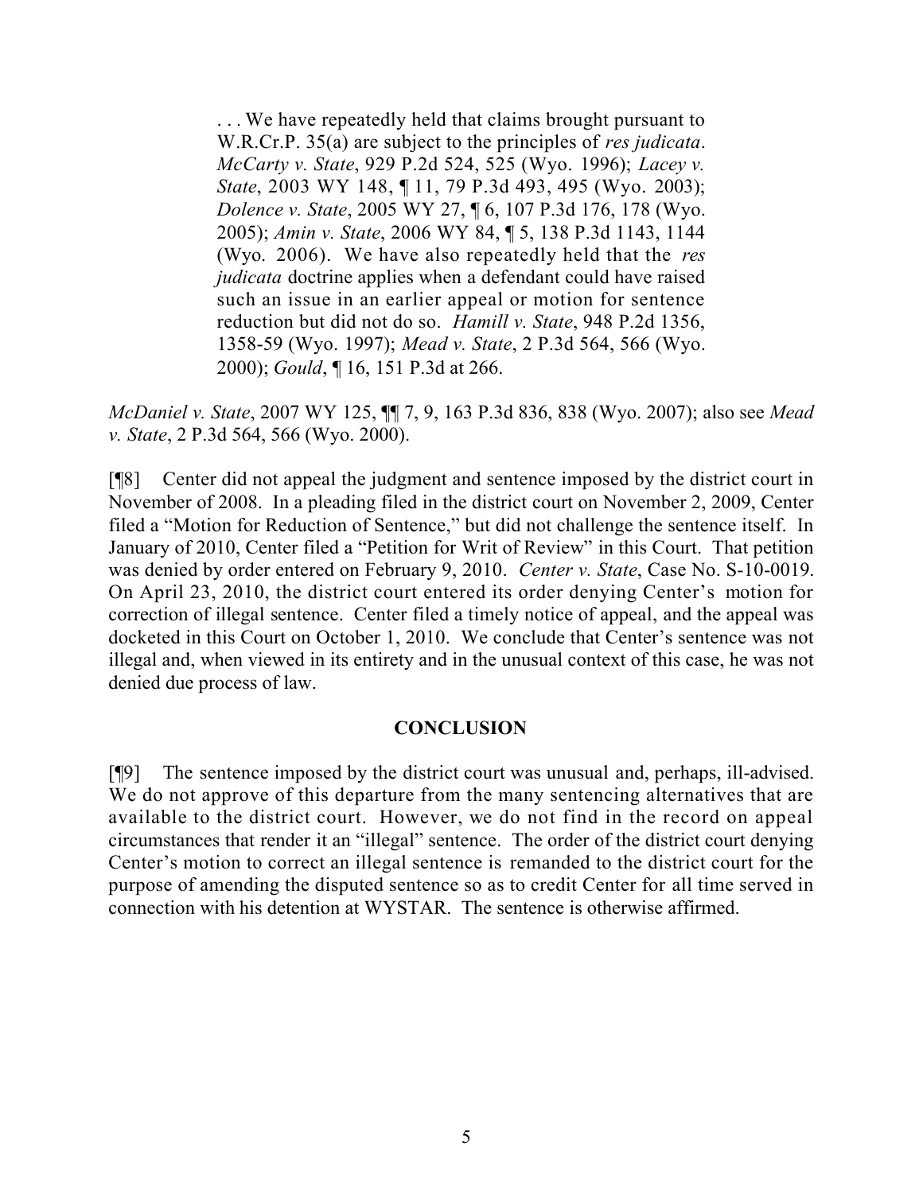> . . . We have repeatedly held that claims brought pursuant to W.R.Cr.P. 35(a) are subject to the principles of *res judicata*. *McCarty v. State*, 929 P.2d 524, 525 (Wyo. 1996); *Lacey v. State*, 2003 WY 148, ¶ 11, 79 P.3d 493, 495 (Wyo. 2003); *Dolence v. State*, 2005 WY 27, ¶ 6, 107 P.3d 176, 178 (Wyo. 2005); *Amin v. State*, 2006 WY 84, ¶ 5, 138 P.3d 1143, 1144 (Wyo. 2006). We have also repeatedly held that the *res judicata* doctrine applies when a defendant could have raised such an issue in an earlier appeal or motion for sentence reduction but did not do so. *Hamill v. State*, 948 P.2d 1356, 1358-59 (Wyo. 1997); *Mead v. State*, 2 P.3d 564, 566 (Wyo. 2000); *Gould*, ¶ 16, 151 P.3d at 266.

*McDaniel v. State*, 2007 WY 125, ¶¶ 7, 9, 163 P.3d 836, 838 (Wyo. 2007); also see *Mead v. State*, 2 P.3d 564, 566 (Wyo. 2000).

[¶8] Center did not appeal the judgment and sentence imposed by the district court in November of 2008. In a pleading filed in the district court on November 2, 2009, Center filed a "Motion for Reduction of Sentence," but did not challenge the sentence itself. In January of 2010, Center filed a "Petition for Writ of Review" in this Court. That petition was denied by order entered on February 9, 2010. *Center v. State*, Case No. S-10-0019. On April 23, 2010, the district court entered its order denying Center's motion for correction of illegal sentence. Center filed a timely notice of appeal, and the appeal was docketed in this Court on October 1, 2010. We conclude that Center's sentence was not illegal and, when viewed in its entirety and in the unusual context of this case, he was not denied due process of law.

## CONCLUSION

[¶9] The sentence imposed by the district court was unusual and, perhaps, ill-advised. We do not approve of this departure from the many sentencing alternatives that are available to the district court. However, we do not find in the record on appeal circumstances that render it an "illegal" sentence. The order of the district court denying Center's motion to correct an illegal sentence is remanded to the district court for the purpose of amending the disputed sentence so as to credit Center for all time served in connection with his detention at WYSTAR. The sentence is otherwise affirmed.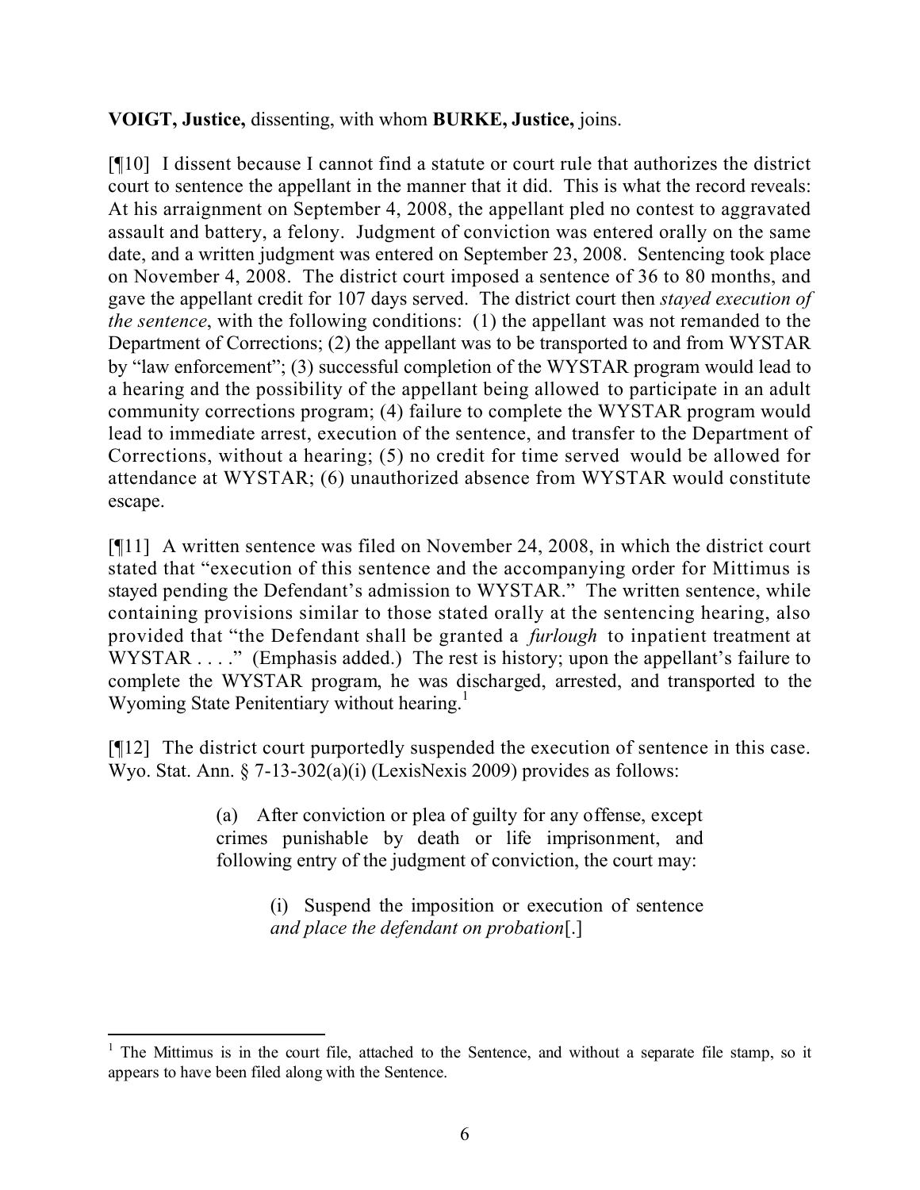**VOIGT, Justice,** dissenting, with whom **BURKE, Justice,** joins.

[¶10] I dissent because I cannot find a statute or court rule that authorizes the district court to sentence the appellant in the manner that it did. This is what the record reveals: At his arraignment on September 4, 2008, the appellant pled no contest to aggravated assault and battery, a felony. Judgment of conviction was entered orally on the same date, and a written judgment was entered on September 23, 2008. Sentencing took place on November 4, 2008. The district court imposed a sentence of 36 to 80 months, and gave the appellant credit for 107 days served. The district court then *stayed execution of the sentence*, with the following conditions: (1) the appellant was not remanded to the Department of Corrections; (2) the appellant was to be transported to and from WYSTAR by "law enforcement"; (3) successful completion of the WYSTAR program would lead to a hearing and the possibility of the appellant being allowed to participate in an adult community corrections program; (4) failure to complete the WYSTAR program would lead to immediate arrest, execution of the sentence, and transfer to the Department of Corrections, without a hearing; (5) no credit for time served would be allowed for attendance at WYSTAR; (6) unauthorized absence from WYSTAR would constitute escape.

[¶11] A written sentence was filed on November 24, 2008, in which the district court stated that "execution of this sentence and the accompanying order for Mittimus is stayed pending the Defendant's admission to WYSTAR." The written sentence, while containing provisions similar to those stated orally at the sentencing hearing, also provided that "the Defendant shall be granted a *furlough* to inpatient treatment at WYSTAR . . . ." (Emphasis added.) The rest is history; upon the appellant's failure to complete the WYSTAR program, he was discharged, arrested, and transported to the Wyoming State Penitentiary without hearing.[1]

[¶12] The district court purportedly suspended the execution of sentence in this case. Wyo. Stat. Ann. § 7-13-302(a)(i) (LexisNexis 2009) provides as follows:

> (a) After conviction or plea of guilty for any offense, except crimes punishable by death or life imprisonment, and following entry of the judgment of conviction, the court may:
>
> (i) Suspend the imposition or execution of sentence *and place the defendant on probation*[.]

---

[1] The Mittimus is in the court file, attached to the Sentence, and without a separate file stamp, so it appears to have been filed along with the Sentence.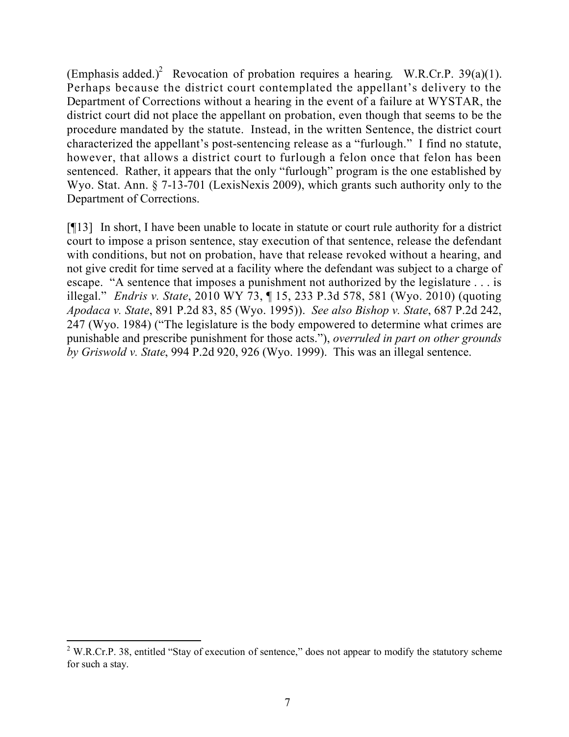(Emphasis added.)[2] Revocation of probation requires a hearing. W.R.Cr.P. 39(a)(1). Perhaps because the district court contemplated the appellant's delivery to the Department of Corrections without a hearing in the event of a failure at WYSTAR, the district court did not place the appellant on probation, even though that seems to be the procedure mandated by the statute. Instead, in the written Sentence, the district court characterized the appellant's post-sentencing release as a "furlough." I find no statute, however, that allows a district court to furlough a felon once that felon has been sentenced. Rather, it appears that the only "furlough" program is the one established by Wyo. Stat. Ann. § 7-13-701 (LexisNexis 2009), which grants such authority only to the Department of Corrections.

[¶13] In short, I have been unable to locate in statute or court rule authority for a district court to impose a prison sentence, stay execution of that sentence, release the defendant with conditions, but not on probation, have that release revoked without a hearing, and not give credit for time served at a facility where the defendant was subject to a charge of escape. "A sentence that imposes a punishment not authorized by the legislature . . . is illegal." *Endris v. State*, 2010 WY 73, ¶ 15, 233 P.3d 578, 581 (Wyo. 2010) (quoting *Apodaca v. State*, 891 P.2d 83, 85 (Wyo. 1995)). *See also Bishop v. State*, 687 P.2d 242, 247 (Wyo. 1984) ("The legislature is the body empowered to determine what crimes are punishable and prescribe punishment for those acts."), *overruled in part on other grounds by Griswold v. State*, 994 P.2d 920, 926 (Wyo. 1999). This was an illegal sentence.

---

[2] W.R.Cr.P. 38, entitled "Stay of execution of sentence," does not appear to modify the statutory scheme for such a stay.